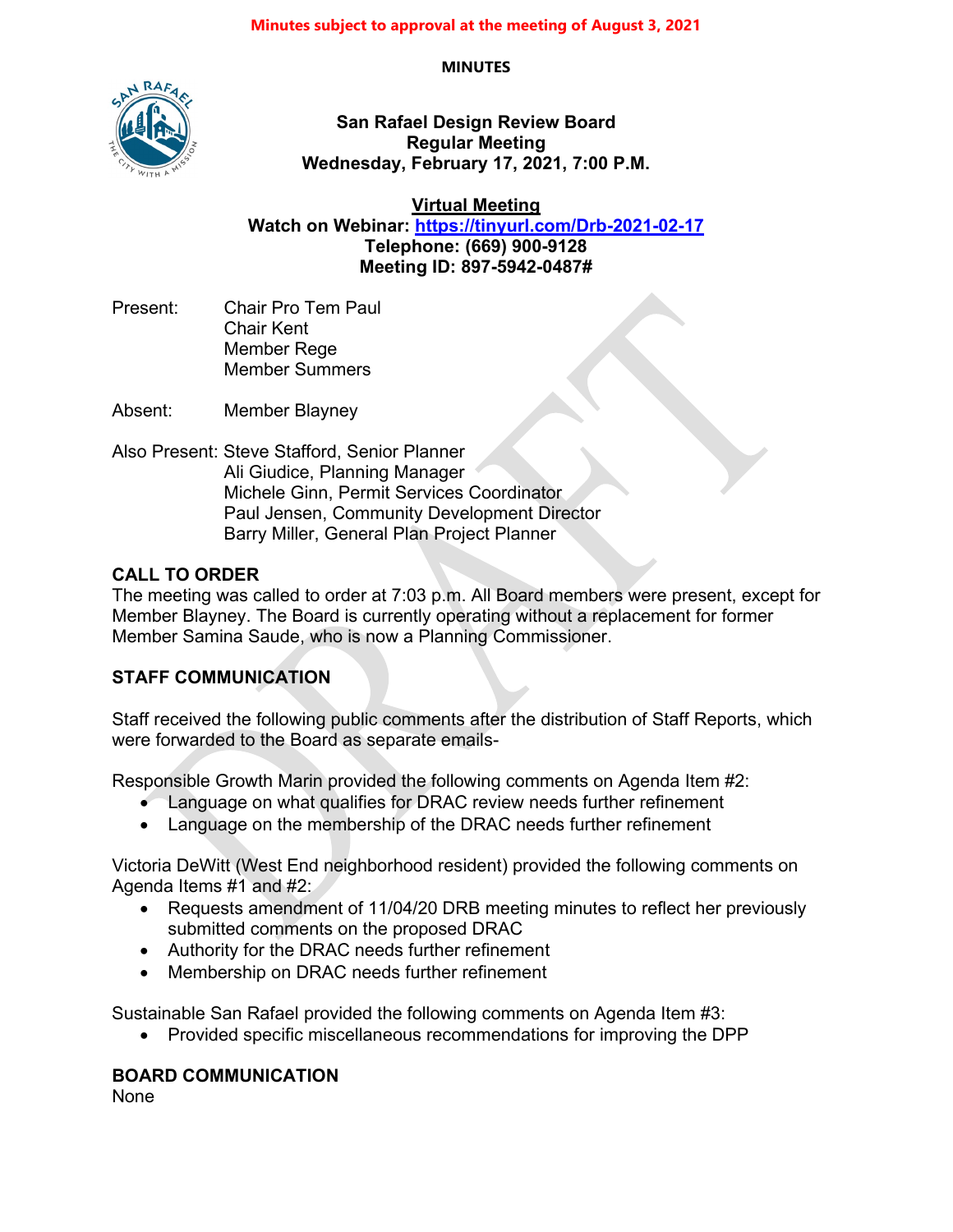**Minutes subject to approval at the meeting of August 3, 2021**

**MINUTES**

**San Rafael Design Review Board**
**Regular Meeting**
**Wednesday, February 17, 2021, 7:00 P.M.**

**Virtual Meeting**
**Watch on Webinar: https://tinyurl.com/Drb-2021-02-17**
**Telephone: (669) 900-9128**
**Meeting ID: 897-5942-0487#**

Present: Chair Pro Tem Paul
Chair Kent
Member Rege
Member Summers

Absent: Member Blayney

Also Present: Steve Stafford, Senior Planner
Ali Giudice, Planning Manager
Michele Ginn, Permit Services Coordinator
Paul Jensen, Community Development Director
Barry Miller, General Plan Project Planner

## CALL TO ORDER

The meeting was called to order at 7:03 p.m. All Board members were present, except for Member Blayney. The Board is currently operating without a replacement for former Member Samina Saude, who is now a Planning Commissioner.

## STAFF COMMUNICATION

Staff received the following public comments after the distribution of Staff Reports, which were forwarded to the Board as separate emails-

Responsible Growth Marin provided the following comments on Agenda Item #2:

- Language on what qualifies for DRAC review needs further refinement
- Language on the membership of the DRAC needs further refinement

Victoria DeWitt (West End neighborhood resident) provided the following comments on Agenda Items #1 and #2:

- Requests amendment of 11/04/20 DRB meeting minutes to reflect her previously submitted comments on the proposed DRAC
- Authority for the DRAC needs further refinement
- Membership on DRAC needs further refinement

Sustainable San Rafael provided the following comments on Agenda Item #3:

- Provided specific miscellaneous recommendations for improving the DPP

## BOARD COMMUNICATION

None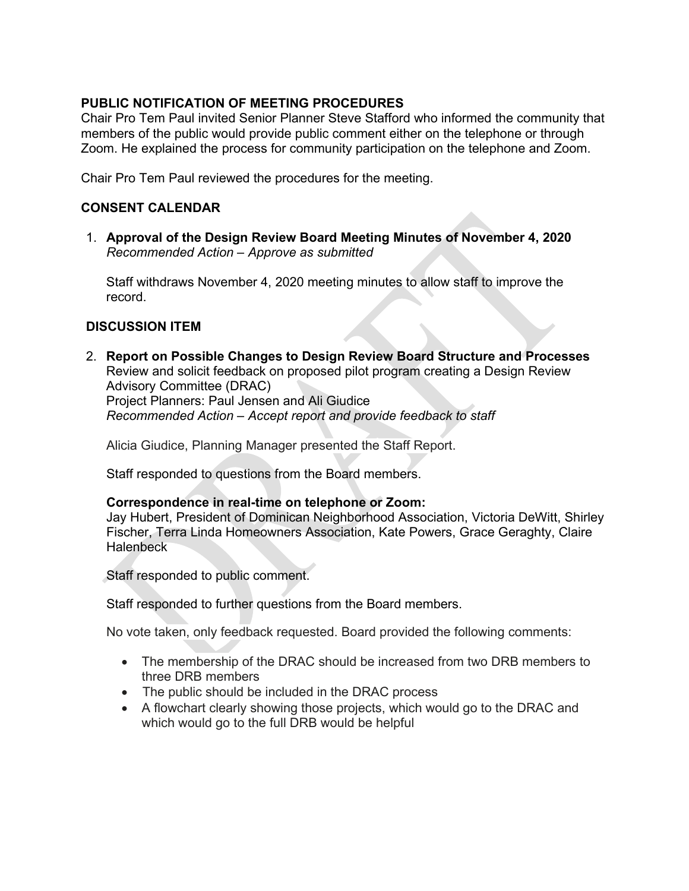## PUBLIC NOTIFICATION OF MEETING PROCEDURES

Chair Pro Tem Paul invited Senior Planner Steve Stafford who informed the community that members of the public would provide public comment either on the telephone or through Zoom. He explained the process for community participation on the telephone and Zoom.

Chair Pro Tem Paul reviewed the procedures for the meeting.

## CONSENT CALENDAR

1. **Approval of the Design Review Board Meeting Minutes of November 4, 2020**
   *Recommended Action – Approve as submitted*

   Staff withdraws November 4, 2020 meeting minutes to allow staff to improve the record.

## DISCUSSION ITEM

2. **Report on Possible Changes to Design Review Board Structure and Processes**
   Review and solicit feedback on proposed pilot program creating a Design Review Advisory Committee (DRAC)
   Project Planners: Paul Jensen and Ali Giudice
   *Recommended Action – Accept report and provide feedback to staff*

   Alicia Giudice, Planning Manager presented the Staff Report.

   Staff responded to questions from the Board members.

   **Correspondence in real-time on telephone or Zoom:**
   Jay Hubert, President of Dominican Neighborhood Association, Victoria DeWitt, Shirley Fischer, Terra Linda Homeowners Association, Kate Powers, Grace Geraghty, Claire Halenbeck

   Staff responded to public comment.

   Staff responded to further questions from the Board members.

   No vote taken, only feedback requested. Board provided the following comments:

   - The membership of the DRAC should be increased from two DRB members to three DRB members
   - The public should be included in the DRAC process
   - A flowchart clearly showing those projects, which would go to the DRAC and which would go to the full DRB would be helpful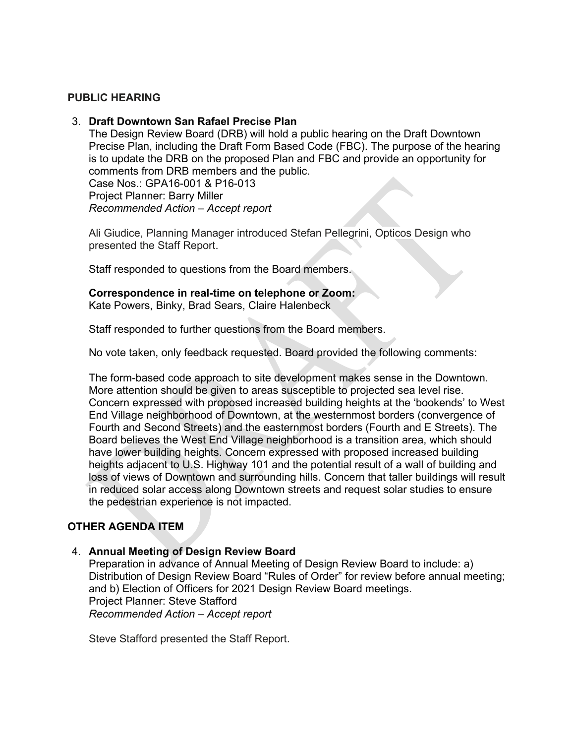## PUBLIC HEARING

3. **Draft Downtown San Rafael Precise Plan**
   The Design Review Board (DRB) will hold a public hearing on the Draft Downtown Precise Plan, including the Draft Form Based Code (FBC). The purpose of the hearing is to update the DRB on the proposed Plan and FBC and provide an opportunity for comments from DRB members and the public.
   Case Nos.: GPA16-001 & P16-013
   Project Planner: Barry Miller
   *Recommended Action – Accept report*

   Ali Giudice, Planning Manager introduced Stefan Pellegrini, Opticos Design who presented the Staff Report.

   Staff responded to questions from the Board members.

   **Correspondence in real-time on telephone or Zoom:**
   Kate Powers, Binky, Brad Sears, Claire Halenbeck

   Staff responded to further questions from the Board members.

   No vote taken, only feedback requested. Board provided the following comments:

   The form-based code approach to site development makes sense in the Downtown. More attention should be given to areas susceptible to projected sea level rise. Concern expressed with proposed increased building heights at the 'bookends' to West End Village neighborhood of Downtown, at the westernmost borders (convergence of Fourth and Second Streets) and the easternmost borders (Fourth and E Streets). The Board believes the West End Village neighborhood is a transition area, which should have lower building heights. Concern expressed with proposed increased building heights adjacent to U.S. Highway 101 and the potential result of a wall of building and loss of views of Downtown and surrounding hills. Concern that taller buildings will result in reduced solar access along Downtown streets and request solar studies to ensure the pedestrian experience is not impacted.

## OTHER AGENDA ITEM

4. **Annual Meeting of Design Review Board**
   Preparation in advance of Annual Meeting of Design Review Board to include: a) Distribution of Design Review Board "Rules of Order" for review before annual meeting; and b) Election of Officers for 2021 Design Review Board meetings.
   Project Planner: Steve Stafford
   *Recommended Action – Accept report*

   Steve Stafford presented the Staff Report.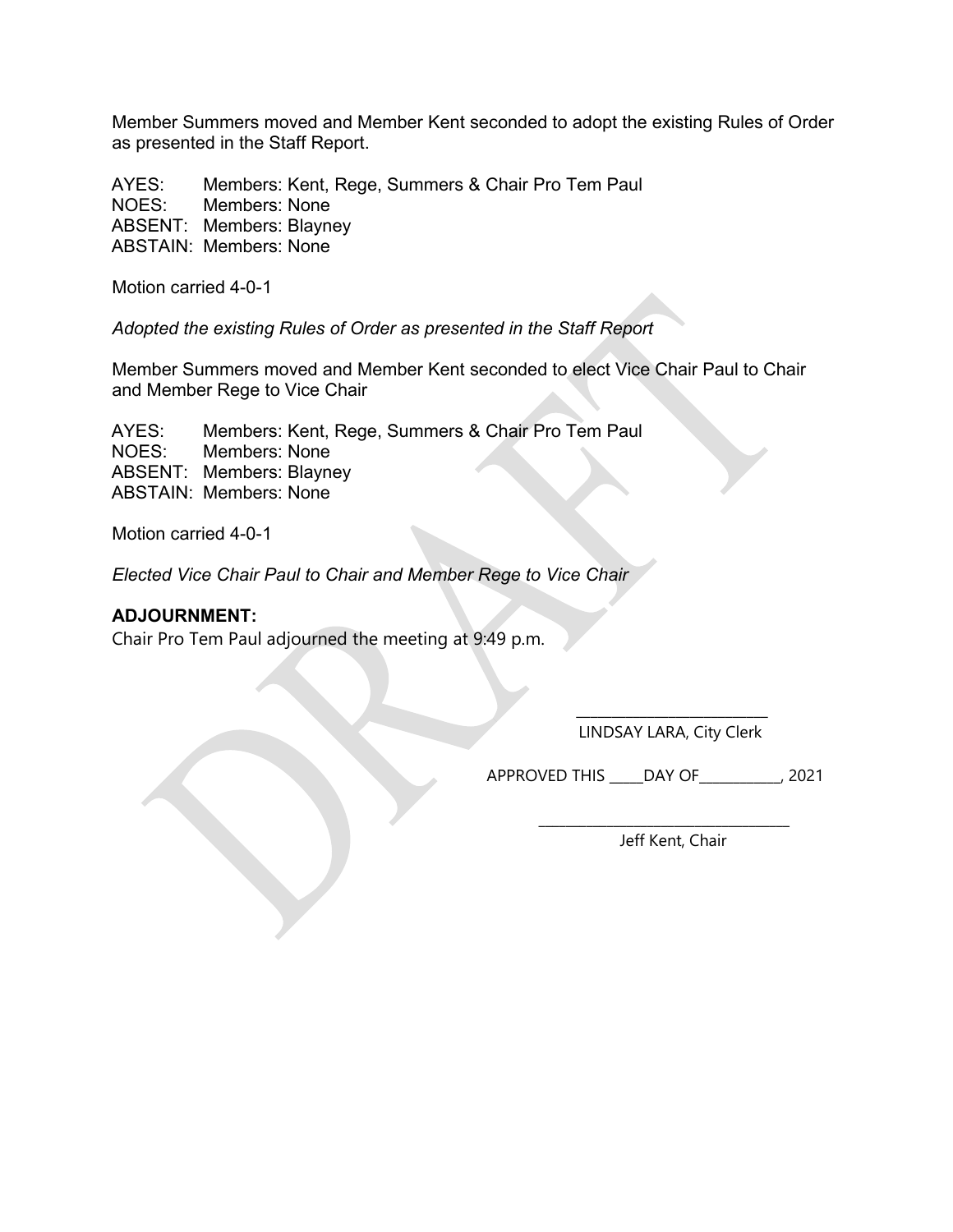Member Summers moved and Member Kent seconded to adopt the existing Rules of Order as presented in the Staff Report.

AYES: Members: Kent, Rege, Summers & Chair Pro Tem Paul
NOES: Members: None
ABSENT: Members: Blayney
ABSTAIN: Members: None

Motion carried 4-0-1

*Adopted the existing Rules of Order as presented in the Staff Report*

Member Summers moved and Member Kent seconded to elect Vice Chair Paul to Chair and Member Rege to Vice Chair

AYES: Members: Kent, Rege, Summers & Chair Pro Tem Paul
NOES: Members: None
ABSENT: Members: Blayney
ABSTAIN: Members: None

Motion carried 4-0-1

*Elected Vice Chair Paul to Chair and Member Rege to Vice Chair*

**ADJOURNMENT:**
Chair Pro Tem Paul adjourned the meeting at 9:49 p.m.

\_\_\_\_\_\_\_\_\_\_\_\_\_\_\_\_\_\_\_\_\_\_\_\_\_\_
LINDSAY LARA, City Clerk

APPROVED THIS \_\_\_\_\_DAY OF\_\_\_\_\_\_\_\_\_\_\_, 2021

\_\_\_\_\_\_\_\_\_\_\_\_\_\_\_\_\_\_\_\_\_\_\_\_\_\_\_\_\_\_\_\_\_\_
Jeff Kent, Chair

DRAFT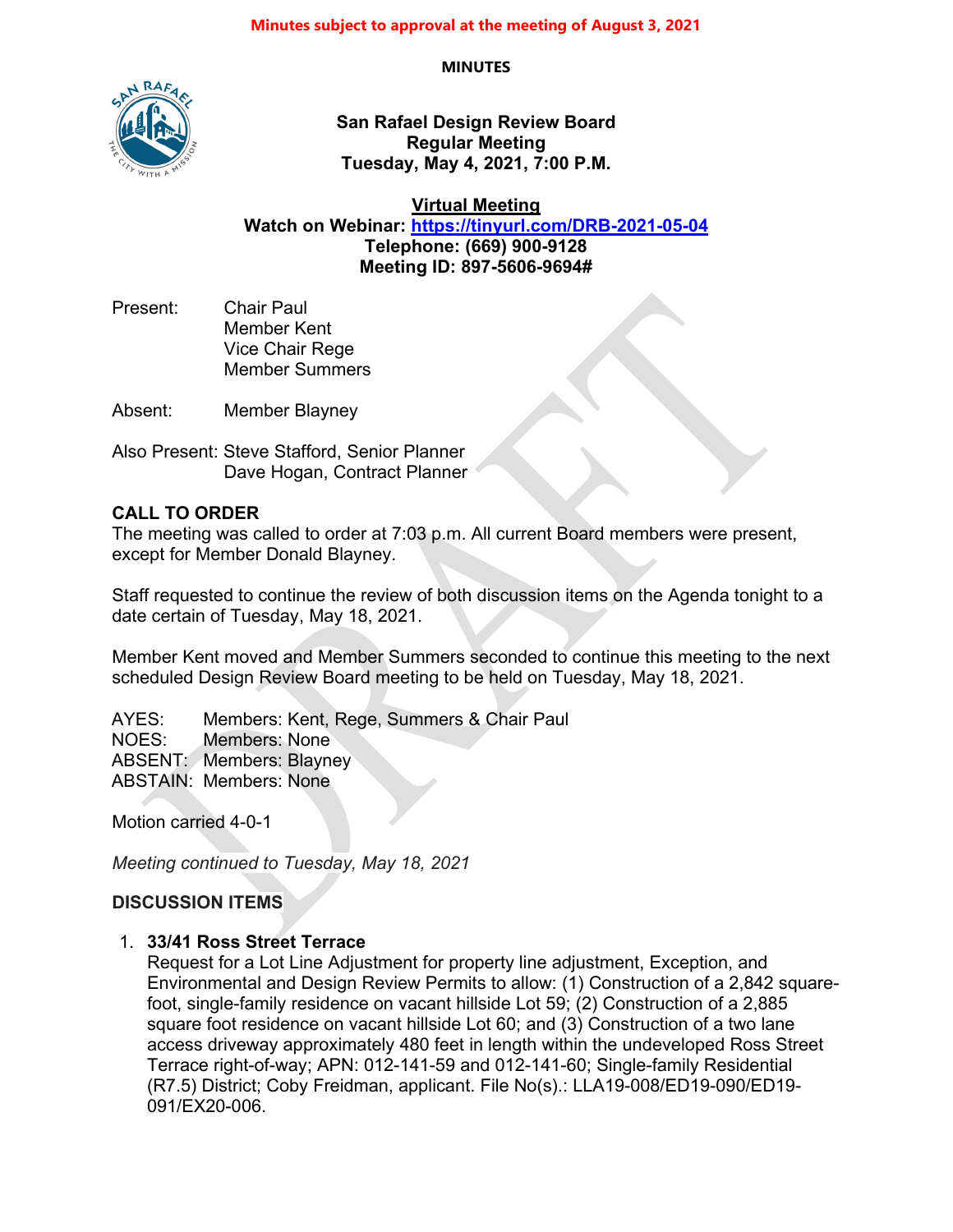**Minutes subject to approval at the meeting of August 3, 2021**

**MINUTES**

**San Rafael Design Review Board**
**Regular Meeting**
**Tuesday, May 4, 2021, 7:00 P.M.**

**Virtual Meeting**
**Watch on Webinar: https://tinyurl.com/DRB-2021-05-04**
**Telephone: (669) 900-9128**
**Meeting ID: 897-5606-9694#**

Present: Chair Paul
Member Kent
Vice Chair Rege
Member Summers

Absent: Member Blayney

Also Present: Steve Stafford, Senior Planner
Dave Hogan, Contract Planner

## CALL TO ORDER

The meeting was called to order at 7:03 p.m. All current Board members were present, except for Member Donald Blayney.

Staff requested to continue the review of both discussion items on the Agenda tonight to a date certain of Tuesday, May 18, 2021.

Member Kent moved and Member Summers seconded to continue this meeting to the next scheduled Design Review Board meeting to be held on Tuesday, May 18, 2021.

AYES: Members: Kent, Rege, Summers & Chair Paul
NOES: Members: None
ABSENT: Members: Blayney
ABSTAIN: Members: None

Motion carried 4-0-1

*Meeting continued to Tuesday, May 18, 2021*

## DISCUSSION ITEMS

1. **33/41 Ross Street Terrace**
   Request for a Lot Line Adjustment for property line adjustment, Exception, and Environmental and Design Review Permits to allow: (1) Construction of a 2,842 square-foot, single-family residence on vacant hillside Lot 59; (2) Construction of a 2,885 square foot residence on vacant hillside Lot 60; and (3) Construction of a two lane access driveway approximately 480 feet in length within the undeveloped Ross Street Terrace right-of-way; APN: 012-141-59 and 012-141-60; Single-family Residential (R7.5) District; Coby Freidman, applicant. File No(s).: LLA19-008/ED19-090/ED19-091/EX20-006.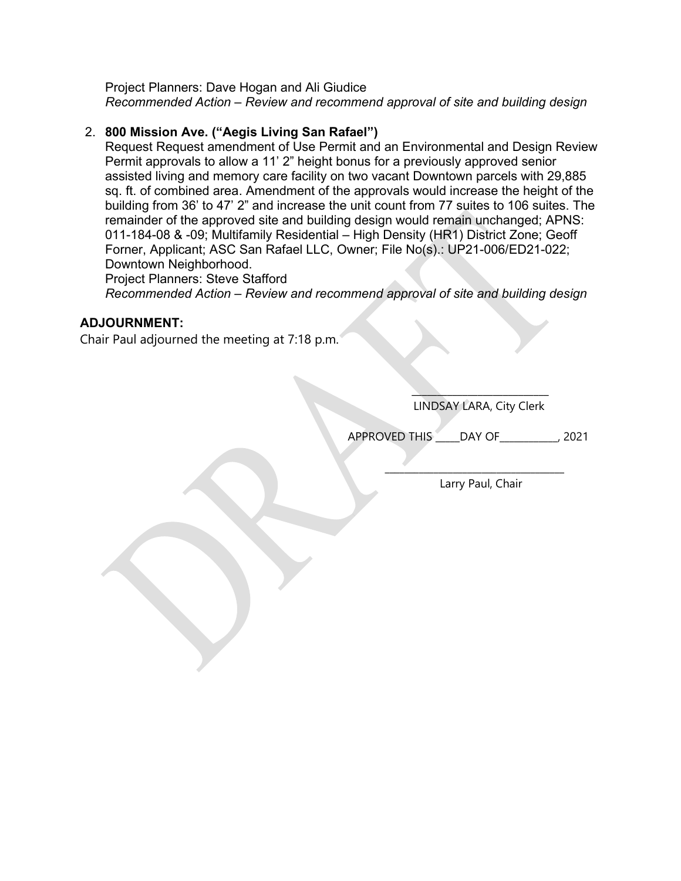Project Planners: Dave Hogan and Ali Giudice
*Recommended Action – Review and recommend approval of site and building design*

2. **800 Mission Ave. ("Aegis Living San Rafael")**
Request Request amendment of Use Permit and an Environmental and Design Review Permit approvals to allow a 11' 2" height bonus for a previously approved senior assisted living and memory care facility on two vacant Downtown parcels with 29,885 sq. ft. of combined area. Amendment of the approvals would increase the height of the building from 36' to 47' 2" and increase the unit count from 77 suites to 106 suites. The remainder of the approved site and building design would remain unchanged; APNS: 011-184-08 & -09; Multifamily Residential – High Density (HR1) District Zone; Geoff Forner, Applicant; ASC San Rafael LLC, Owner; File No(s).: UP21-006/ED21-022; Downtown Neighborhood.
Project Planners: Steve Stafford
*Recommended Action – Review and recommend approval of site and building design*

**ADJOURNMENT:**

Chair Paul adjourned the meeting at 7:18 p.m.

___________________________
LINDSAY LARA, City Clerk

APPROVED THIS _____DAY OF___________, 2021

___________________________________
Larry Paul, Chair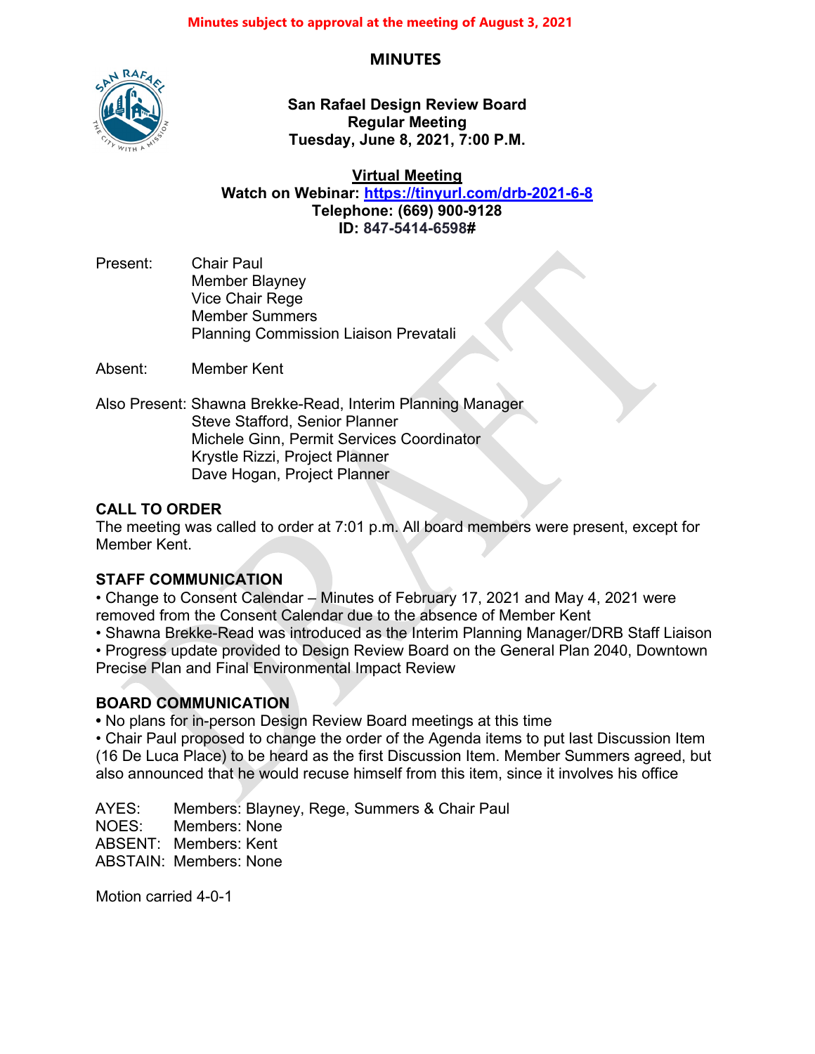Minutes subject to approval at the meeting of August 3, 2021

# MINUTES

**San Rafael Design Review Board**
**Regular Meeting**
**Tuesday, June 8, 2021, 7:00 P.M.**

**Virtual Meeting**
**Watch on Webinar: https://tinyurl.com/drb-2021-6-8**
**Telephone: (669) 900-9128**
**ID: 847-5414-6598#**

Present: Chair Paul
Member Blayney
Vice Chair Rege
Member Summers
Planning Commission Liaison Prevatali

Absent: Member Kent

Also Present: Shawna Brekke-Read, Interim Planning Manager
Steve Stafford, Senior Planner
Michele Ginn, Permit Services Coordinator
Krystle Rizzi, Project Planner
Dave Hogan, Project Planner

## CALL TO ORDER

The meeting was called to order at 7:01 p.m. All board members were present, except for Member Kent.

## STAFF COMMUNICATION

- Change to Consent Calendar – Minutes of February 17, 2021 and May 4, 2021 were removed from the Consent Calendar due to the absence of Member Kent
- Shawna Brekke-Read was introduced as the Interim Planning Manager/DRB Staff Liaison
- Progress update provided to Design Review Board on the General Plan 2040, Downtown Precise Plan and Final Environmental Impact Review

## BOARD COMMUNICATION

- No plans for in-person Design Review Board meetings at this time
- Chair Paul proposed to change the order of the Agenda items to put last Discussion Item (16 De Luca Place) to be heard as the first Discussion Item. Member Summers agreed, but also announced that he would recuse himself from this item, since it involves his office

AYES: Members: Blayney, Rege, Summers & Chair Paul
NOES: Members: None
ABSENT: Members: Kent
ABSTAIN: Members: None

Motion carried 4-0-1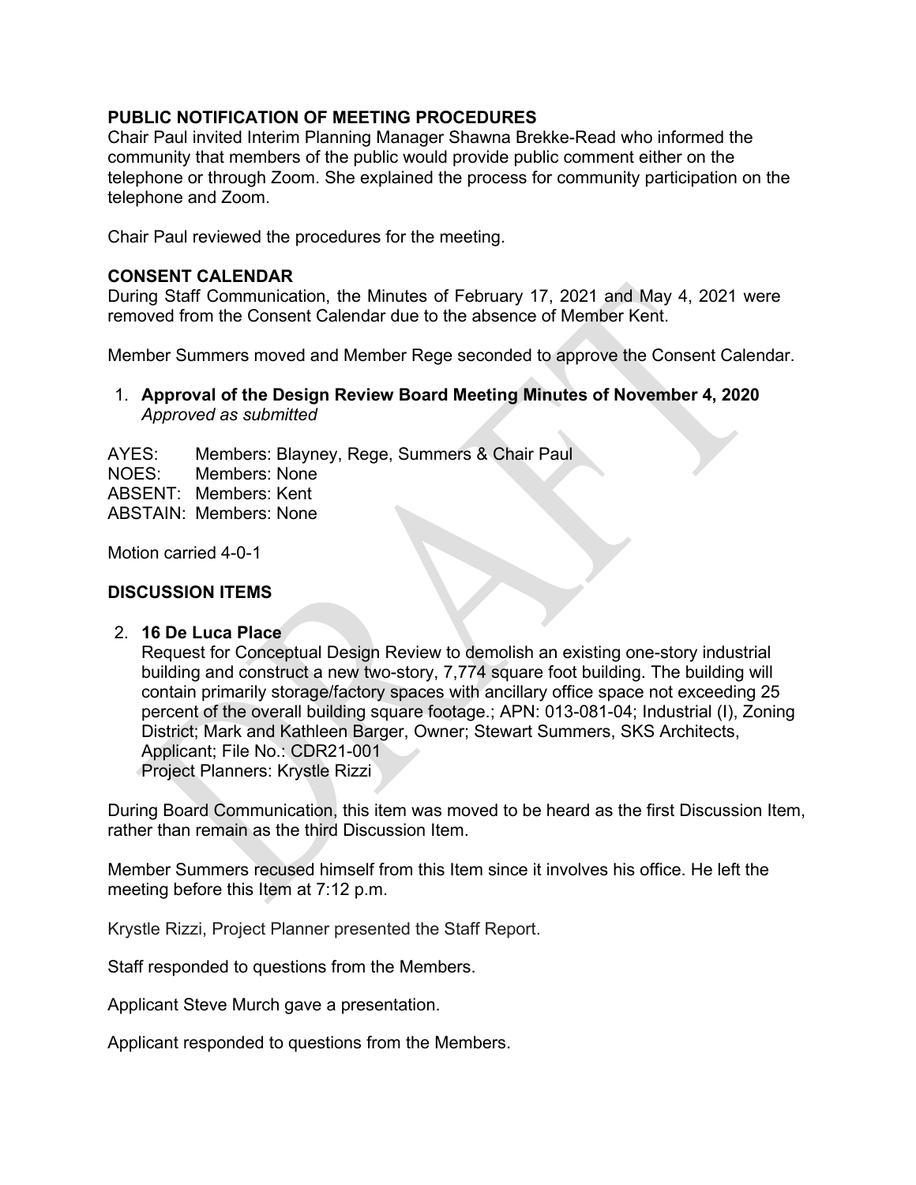**PUBLIC NOTIFICATION OF MEETING PROCEDURES**
Chair Paul invited Interim Planning Manager Shawna Brekke-Read who informed the community that members of the public would provide public comment either on the telephone or through Zoom. She explained the process for community participation on the telephone and Zoom.

Chair Paul reviewed the procedures for the meeting.

**CONSENT CALENDAR**
During Staff Communication, the Minutes of February 17, 2021 and May 4, 2021 were removed from the Consent Calendar due to the absence of Member Kent.

Member Summers moved and Member Rege seconded to approve the Consent Calendar.

1. **Approval of the Design Review Board Meeting Minutes of November 4, 2020**
   *Approved as submitted*

AYES: Members: Blayney, Rege, Summers & Chair Paul
NOES: Members: None
ABSENT: Members: Kent
ABSTAIN: Members: None

Motion carried 4-0-1

**DISCUSSION ITEMS**

2. **16 De Luca Place**
   Request for Conceptual Design Review to demolish an existing one-story industrial building and construct a new two-story, 7,774 square foot building. The building will contain primarily storage/factory spaces with ancillary office space not exceeding 25 percent of the overall building square footage.; APN: 013-081-04; Industrial (I), Zoning District; Mark and Kathleen Barger, Owner; Stewart Summers, SKS Architects, Applicant; File No.: CDR21-001
   Project Planners: Krystle Rizzi

During Board Communication, this item was moved to be heard as the first Discussion Item, rather than remain as the third Discussion Item.

Member Summers recused himself from this Item since it involves his office. He left the meeting before this Item at 7:12 p.m.

Krystle Rizzi, Project Planner presented the Staff Report.

Staff responded to questions from the Members.

Applicant Steve Murch gave a presentation.

Applicant responded to questions from the Members.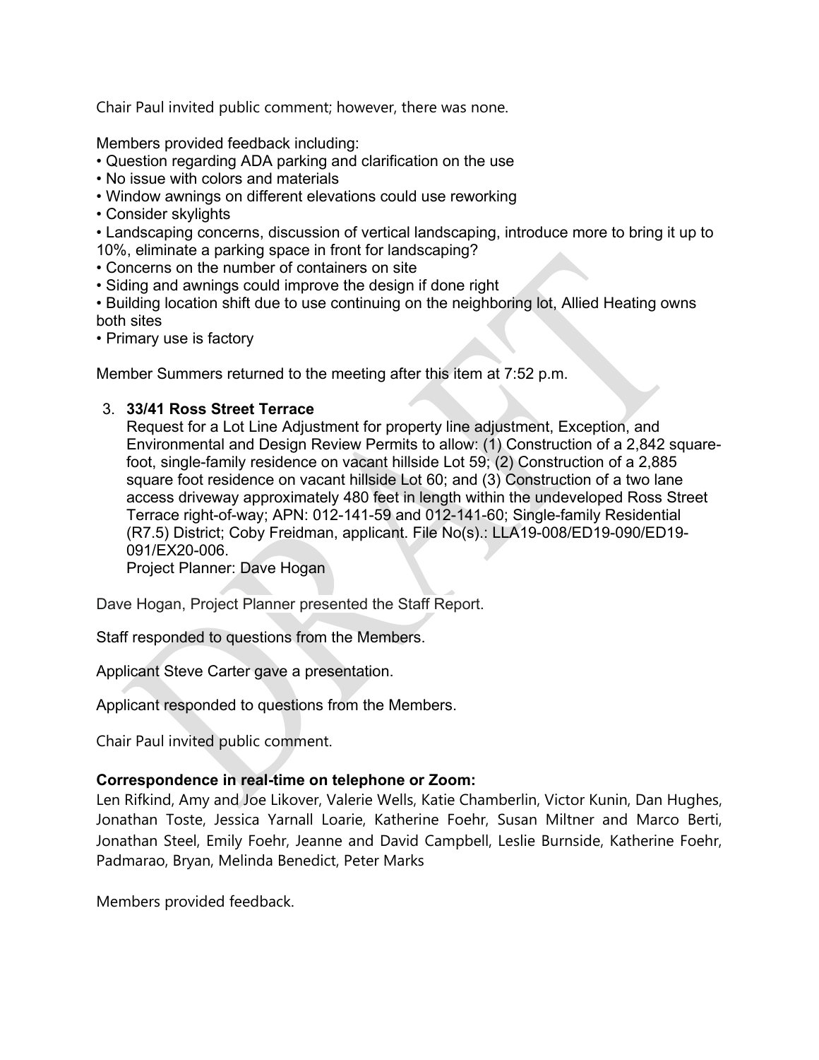Chair Paul invited public comment; however, there was none.

Members provided feedback including:

- Question regarding ADA parking and clarification on the use
- No issue with colors and materials
- Window awnings on different elevations could use reworking
- Consider skylights
- Landscaping concerns, discussion of vertical landscaping, introduce more to bring it up to 10%, eliminate a parking space in front for landscaping?
- Concerns on the number of containers on site
- Siding and awnings could improve the design if done right
- Building location shift due to use continuing on the neighboring lot, Allied Heating owns both sites
- Primary use is factory

Member Summers returned to the meeting after this item at 7:52 p.m.

3. **33/41 Ross Street Terrace**
   Request for a Lot Line Adjustment for property line adjustment, Exception, and Environmental and Design Review Permits to allow: (1) Construction of a 2,842 square-foot, single-family residence on vacant hillside Lot 59; (2) Construction of a 2,885 square foot residence on vacant hillside Lot 60; and (3) Construction of a two lane access driveway approximately 480 feet in length within the undeveloped Ross Street Terrace right-of-way; APN: 012-141-59 and 012-141-60; Single-family Residential (R7.5) District; Coby Freidman, applicant. File No(s).: LLA19-008/ED19-090/ED19-091/EX20-006.
   Project Planner: Dave Hogan

Dave Hogan, Project Planner presented the Staff Report.

Staff responded to questions from the Members.

Applicant Steve Carter gave a presentation.

Applicant responded to questions from the Members.

Chair Paul invited public comment.

**Correspondence in real-time on telephone or Zoom:**
Len Rifkind, Amy and Joe Likover, Valerie Wells, Katie Chamberlin, Victor Kunin, Dan Hughes, Jonathan Toste, Jessica Yarnall Loarie, Katherine Foehr, Susan Miltner and Marco Berti, Jonathan Steel, Emily Foehr, Jeanne and David Campbell, Leslie Burnside, Katherine Foehr, Padmarao, Bryan, Melinda Benedict, Peter Marks

Members provided feedback.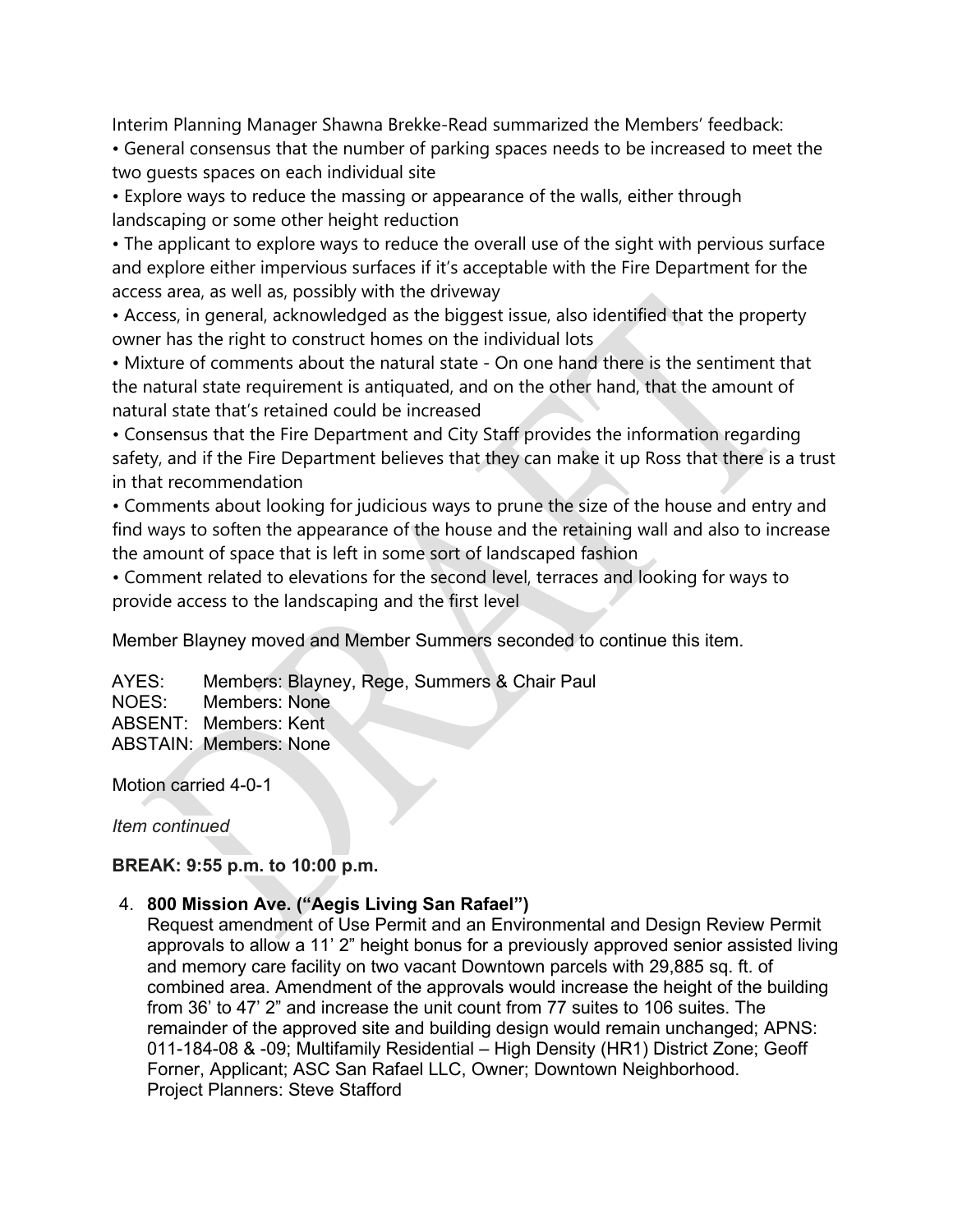Interim Planning Manager Shawna Brekke-Read summarized the Members' feedback:

- General consensus that the number of parking spaces needs to be increased to meet the two guests spaces on each individual site
- Explore ways to reduce the massing or appearance of the walls, either through landscaping or some other height reduction
- The applicant to explore ways to reduce the overall use of the sight with pervious surface and explore either impervious surfaces if it's acceptable with the Fire Department for the access area, as well as, possibly with the driveway
- Access, in general, acknowledged as the biggest issue, also identified that the property owner has the right to construct homes on the individual lots
- Mixture of comments about the natural state - On one hand there is the sentiment that the natural state requirement is antiquated, and on the other hand, that the amount of natural state that's retained could be increased
- Consensus that the Fire Department and City Staff provides the information regarding safety, and if the Fire Department believes that they can make it up Ross that there is a trust in that recommendation
- Comments about looking for judicious ways to prune the size of the house and entry and find ways to soften the appearance of the house and the retaining wall and also to increase the amount of space that is left in some sort of landscaped fashion
- Comment related to elevations for the second level, terraces and looking for ways to provide access to the landscaping and the first level

Member Blayney moved and Member Summers seconded to continue this item.

AYES: Members: Blayney, Rege, Summers & Chair Paul
NOES: Members: None
ABSENT: Members: Kent
ABSTAIN: Members: None

Motion carried 4-0-1

*Item continued*

**BREAK: 9:55 p.m. to 10:00 p.m.**

4. **800 Mission Ave. ("Aegis Living San Rafael")**
   Request amendment of Use Permit and an Environmental and Design Review Permit approvals to allow a 11' 2" height bonus for a previously approved senior assisted living and memory care facility on two vacant Downtown parcels with 29,885 sq. ft. of combined area. Amendment of the approvals would increase the height of the building from 36' to 47' 2" and increase the unit count from 77 suites to 106 suites. The remainder of the approved site and building design would remain unchanged; APNS: 011-184-08 & -09; Multifamily Residential – High Density (HR1) District Zone; Geoff Forner, Applicant; ASC San Rafael LLC, Owner; Downtown Neighborhood.
   Project Planners: Steve Stafford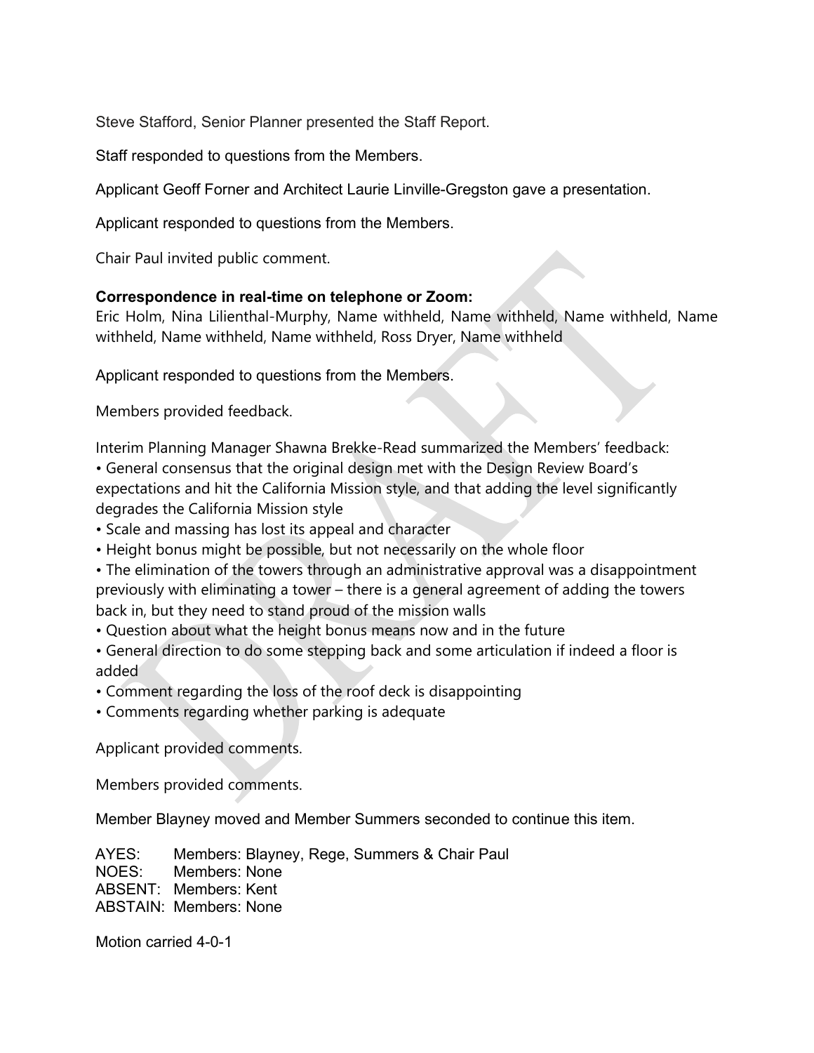Steve Stafford, Senior Planner presented the Staff Report.

Staff responded to questions from the Members.

Applicant Geoff Forner and Architect Laurie Linville-Gregston gave a presentation.

Applicant responded to questions from the Members.

Chair Paul invited public comment.

**Correspondence in real-time on telephone or Zoom:**
Eric Holm, Nina Lilienthal-Murphy, Name withheld, Name withheld, Name withheld, Name withheld, Name withheld, Name withheld, Ross Dryer, Name withheld

Applicant responded to questions from the Members.

Members provided feedback.

Interim Planning Manager Shawna Brekke-Read summarized the Members' feedback:

- General consensus that the original design met with the Design Review Board's expectations and hit the California Mission style, and that adding the level significantly degrades the California Mission style
- Scale and massing has lost its appeal and character
- Height bonus might be possible, but not necessarily on the whole floor
- The elimination of the towers through an administrative approval was a disappointment previously with eliminating a tower – there is a general agreement of adding the towers back in, but they need to stand proud of the mission walls
- Question about what the height bonus means now and in the future
- General direction to do some stepping back and some articulation if indeed a floor is added
- Comment regarding the loss of the roof deck is disappointing
- Comments regarding whether parking is adequate

Applicant provided comments.

Members provided comments.

Member Blayney moved and Member Summers seconded to continue this item.

AYES: Members: Blayney, Rege, Summers & Chair Paul
NOES: Members: None
ABSENT: Members: Kent
ABSTAIN: Members: None

Motion carried 4-0-1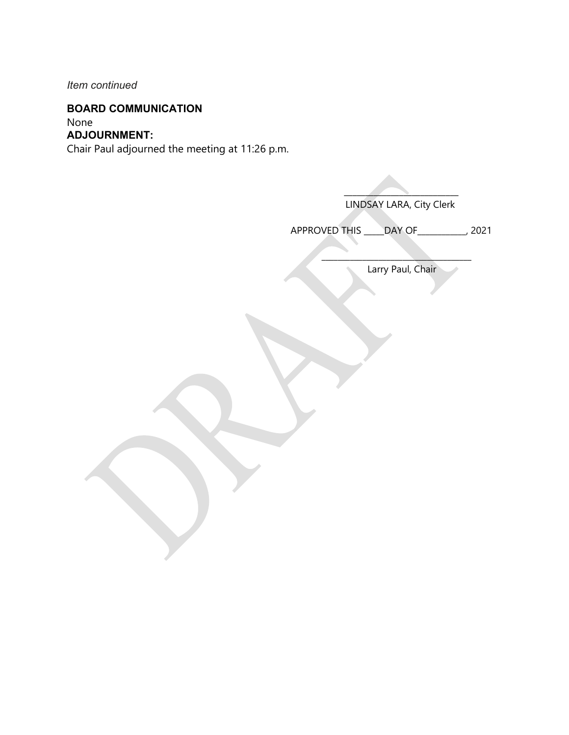*Item continued*

**BOARD COMMUNICATION**

None

**ADJOURNMENT:**

Chair Paul adjourned the meeting at 11:26 p.m.

\_\_\_\_\_\_\_\_\_\_\_\_\_\_\_\_\_\_\_\_\_\_\_\_\_\_

LINDSAY LARA, City Clerk

APPROVED THIS \_\_\_\_\_DAY OF\_\_\_\_\_\_\_\_\_\_\_\_, 2021

\_\_\_\_\_\_\_\_\_\_\_\_\_\_\_\_\_\_\_\_\_\_\_\_\_\_\_\_\_\_\_\_\_\_\_

Larry Paul, Chair